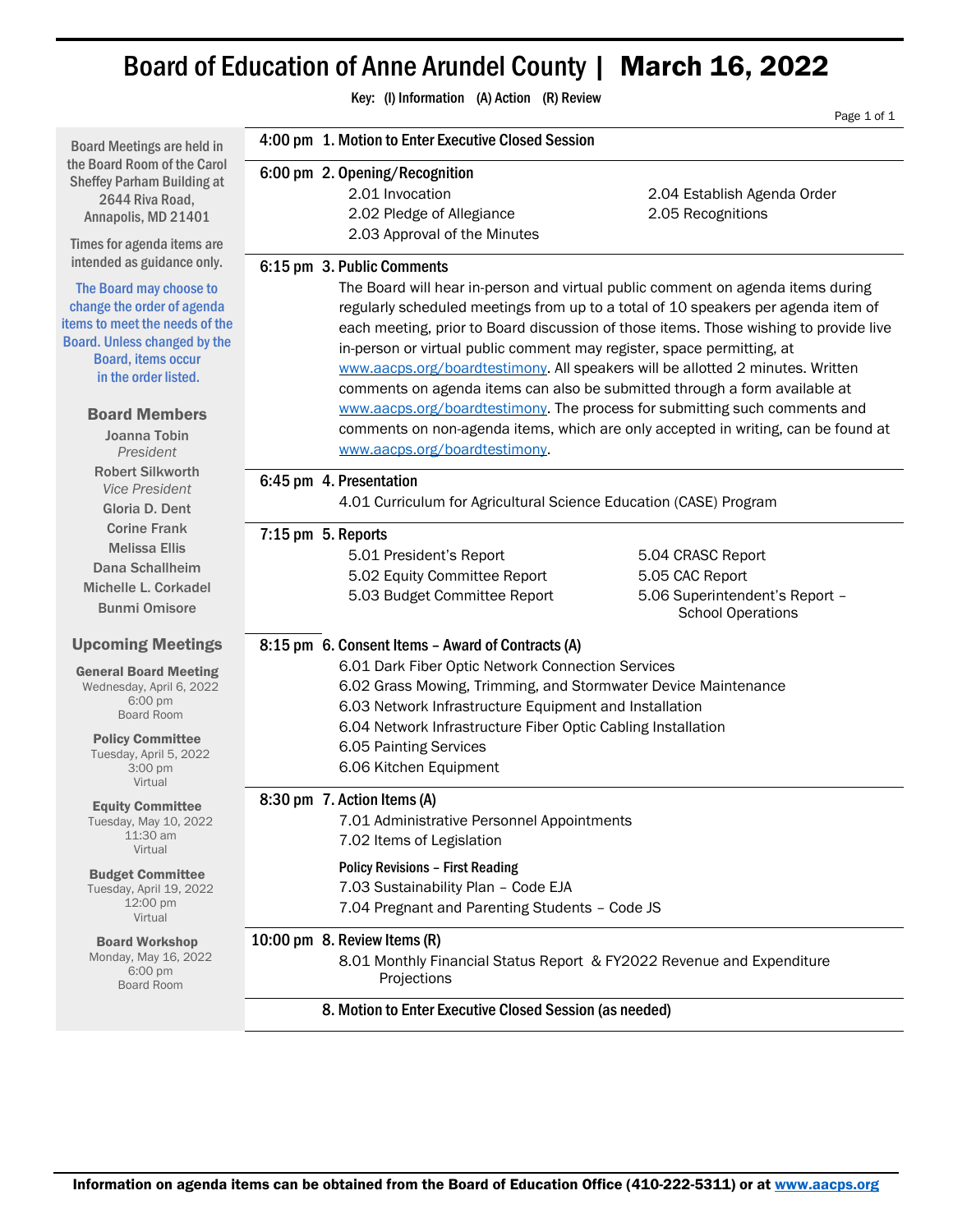# Board of Education of Anne Arundel County | March 16, 2022

Key: (I) Information (A) Action (R) Review

**4:00 pm 1. Motion to Enter Executive Closed Session**

**6:00 pm 2. Opening/Recognition**

- 2.01 Invocation
- 2.02 Pledge of Allegiance
- 2.03 Approval of the Minutes
- 2.04 Establish Agenda Order
- 2.05 Recognitions

**6:15 pm 3. Public Comments**

The Board will hear in-person and virtual public comment on agenda items during regularly scheduled meetings from up to a total of 10 speakers per agenda item of each meeting, prior to Board discussion of those items. Those wishing to provide live in-person or virtual public comment may register, space permitting, at www.aacps.org/boardtestimony. All speakers will be allotted 2 minutes. Written comments on agenda items can also be submitted through a form available at www.aacps.org/boardtestimony. The process for submitting such comments and comments on non-agenda items, which are only accepted in writing, can be found at www.aacps.org/boardtestimony.

**6:45 pm 4. Presentation**

- 4.01 Curriculum for Agricultural Science Education (CASE) Program

**7:15 pm 5. Reports**

- 5.01 President's Report
- 5.02 Equity Committee Report
- 5.03 Budget Committee Report
- 5.04 CRASC Report
- 5.05 CAC Report
- 5.06 Superintendent's Report – School Operations

**8:15 pm 6. Consent Items – Award of Contracts (A)**

- 6.01 Dark Fiber Optic Network Connection Services
- 6.02 Grass Mowing, Trimming, and Stormwater Device Maintenance
- 6.03 Network Infrastructure Equipment and Installation
- 6.04 Network Infrastructure Fiber Optic Cabling Installation
- 6.05 Painting Services
- 6.06 Kitchen Equipment

**8:30 pm 7. Action Items (A)**

- 7.01 Administrative Personnel Appointments
- 7.02 Items of Legislation

**Policy Revisions – First Reading**

- 7.03 Sustainability Plan – Code EJA
- 7.04 Pregnant and Parenting Students – Code JS

**10:00 pm 8. Review Items (R)**

- 8.01 Monthly Financial Status Report & FY2022 Revenue and Expenditure Projections

**8. Motion to Enter Executive Closed Session (as needed)**

---

Board Meetings are held in the Board Room of the Carol Sheffey Parham Building at 2644 Riva Road, Annapolis, MD 21401

Times for agenda items are intended as guidance only.

The Board may choose to change the order of agenda items to meet the needs of the Board. Unless changed by the Board, items occur in the order listed.

## Board Members

Joanna Tobin
*President*

Robert Silkworth
*Vice President*

Gloria D. Dent

Corine Frank

Melissa Ellis

Dana Schallheim

Michelle L. Corkadel

Bunmi Omisore

## Upcoming Meetings

**General Board Meeting**
Wednesday, April 6, 2022
6:00 pm
Board Room

**Policy Committee**
Tuesday, April 5, 2022
3:00 pm
Virtual

**Equity Committee**
Tuesday, May 10, 2022
11:30 am
Virtual

**Budget Committee**
Tuesday, April 19, 2022
12:00 pm
Virtual

**Board Workshop**
Monday, May 16, 2022
6:00 pm
Board Room

---

**Information on agenda items can be obtained from the Board of Education Office (410-222-5311) or at www.aacps.org**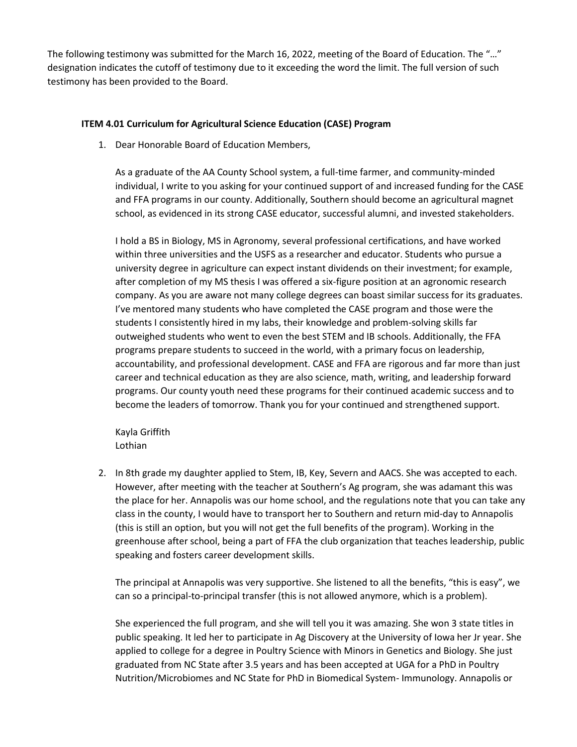The following testimony was submitted for the March 16, 2022, meeting of the Board of Education. The "…" designation indicates the cutoff of testimony due to it exceeding the word the limit. The full version of such testimony has been provided to the Board.

**ITEM 4.01 Curriculum for Agricultural Science Education (CASE) Program**

1. Dear Honorable Board of Education Members,

   As a graduate of the AA County School system, a full-time farmer, and community-minded individual, I write to you asking for your continued support of and increased funding for the CASE and FFA programs in our county. Additionally, Southern should become an agricultural magnet school, as evidenced in its strong CASE educator, successful alumni, and invested stakeholders.

   I hold a BS in Biology, MS in Agronomy, several professional certifications, and have worked within three universities and the USFS as a researcher and educator. Students who pursue a university degree in agriculture can expect instant dividends on their investment; for example, after completion of my MS thesis I was offered a six-figure position at an agronomic research company. As you are aware not many college degrees can boast similar success for its graduates. I've mentored many students who have completed the CASE program and those were the students I consistently hired in my labs, their knowledge and problem-solving skills far outweighed students who went to even the best STEM and IB schools. Additionally, the FFA programs prepare students to succeed in the world, with a primary focus on leadership, accountability, and professional development. CASE and FFA are rigorous and far more than just career and technical education as they are also science, math, writing, and leadership forward programs. Our county youth need these programs for their continued academic success and to become the leaders of tomorrow. Thank you for your continued and strengthened support.

   Kayla Griffith
   Lothian

2. In 8th grade my daughter applied to Stem, IB, Key, Severn and AACS. She was accepted to each. However, after meeting with the teacher at Southern's Ag program, she was adamant this was the place for her. Annapolis was our home school, and the regulations note that you can take any class in the county, I would have to transport her to Southern and return mid-day to Annapolis (this is still an option, but you will not get the full benefits of the program). Working in the greenhouse after school, being a part of FFA the club organization that teaches leadership, public speaking and fosters career development skills.

   The principal at Annapolis was very supportive. She listened to all the benefits, "this is easy", we can so a principal-to-principal transfer (this is not allowed anymore, which is a problem).

   She experienced the full program, and she will tell you it was amazing. She won 3 state titles in public speaking. It led her to participate in Ag Discovery at the University of Iowa her Jr year. She applied to college for a degree in Poultry Science with Minors in Genetics and Biology. She just graduated from NC State after 3.5 years and has been accepted at UGA for a PhD in Poultry Nutrition/Microbiomes and NC State for PhD in Biomedical System- Immunology. Annapolis or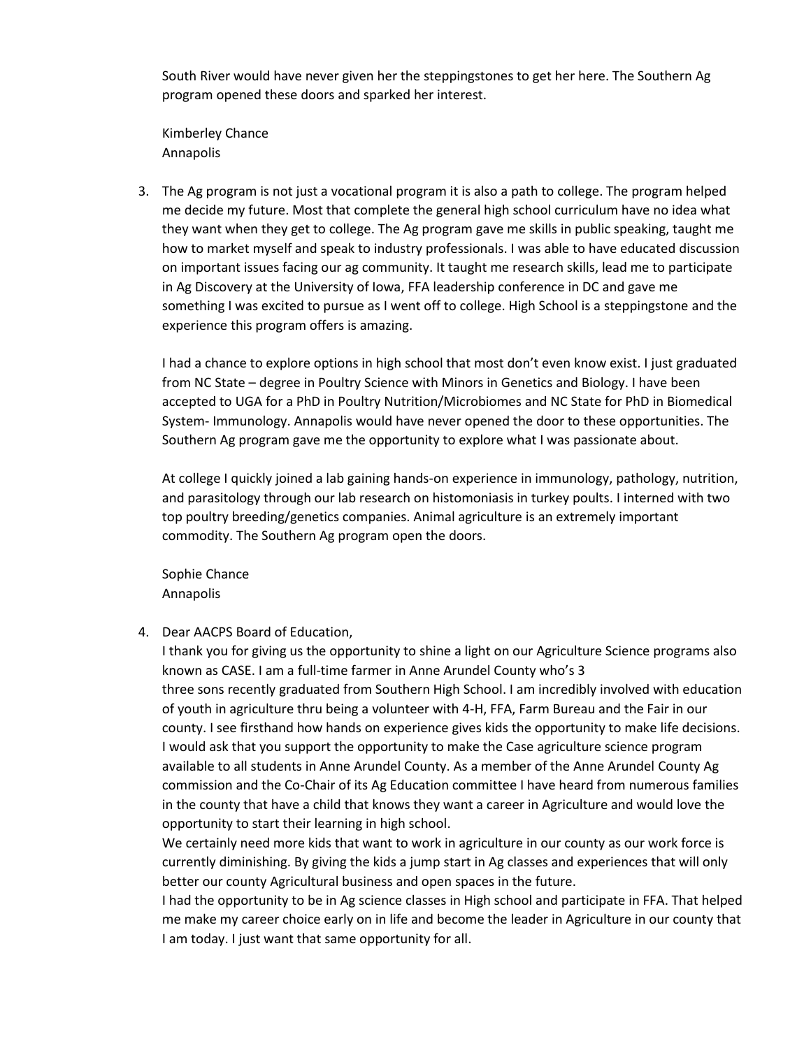South River would have never given her the steppingstones to get her here. The Southern Ag program opened these doors and sparked her interest.

Kimberley Chance
Annapolis

3. The Ag program is not just a vocational program it is also a path to college. The program helped me decide my future. Most that complete the general high school curriculum have no idea what they want when they get to college. The Ag program gave me skills in public speaking, taught me how to market myself and speak to industry professionals. I was able to have educated discussion on important issues facing our ag community. It taught me research skills, lead me to participate in Ag Discovery at the University of Iowa, FFA leadership conference in DC and gave me something I was excited to pursue as I went off to college. High School is a steppingstone and the experience this program offers is amazing.

   I had a chance to explore options in high school that most don't even know exist. I just graduated from NC State – degree in Poultry Science with Minors in Genetics and Biology. I have been accepted to UGA for a PhD in Poultry Nutrition/Microbiomes and NC State for PhD in Biomedical System- Immunology. Annapolis would have never opened the door to these opportunities. The Southern Ag program gave me the opportunity to explore what I was passionate about.

   At college I quickly joined a lab gaining hands-on experience in immunology, pathology, nutrition, and parasitology through our lab research on histomoniasis in turkey poults. I interned with two top poultry breeding/genetics companies. Animal agriculture is an extremely important commodity. The Southern Ag program open the doors.

   Sophie Chance
   Annapolis

4. Dear AACPS Board of Education,
   I thank you for giving us the opportunity to shine a light on our Agriculture Science programs also known as CASE. I am a full-time farmer in Anne Arundel County who's 3
   three sons recently graduated from Southern High School. I am incredibly involved with education of youth in agriculture thru being a volunteer with 4-H, FFA, Farm Bureau and the Fair in our county. I see firsthand how hands on experience gives kids the opportunity to make life decisions. I would ask that you support the opportunity to make the Case agriculture science program available to all students in Anne Arundel County. As a member of the Anne Arundel County Ag commission and the Co-Chair of its Ag Education committee I have heard from numerous families in the county that have a child that knows they want a career in Agriculture and would love the opportunity to start their learning in high school.
   We certainly need more kids that want to work in agriculture in our county as our work force is currently diminishing. By giving the kids a jump start in Ag classes and experiences that will only better our county Agricultural business and open spaces in the future.
   I had the opportunity to be in Ag science classes in High school and participate in FFA. That helped me make my career choice early on in life and become the leader in Agriculture in our county that I am today. I just want that same opportunity for all.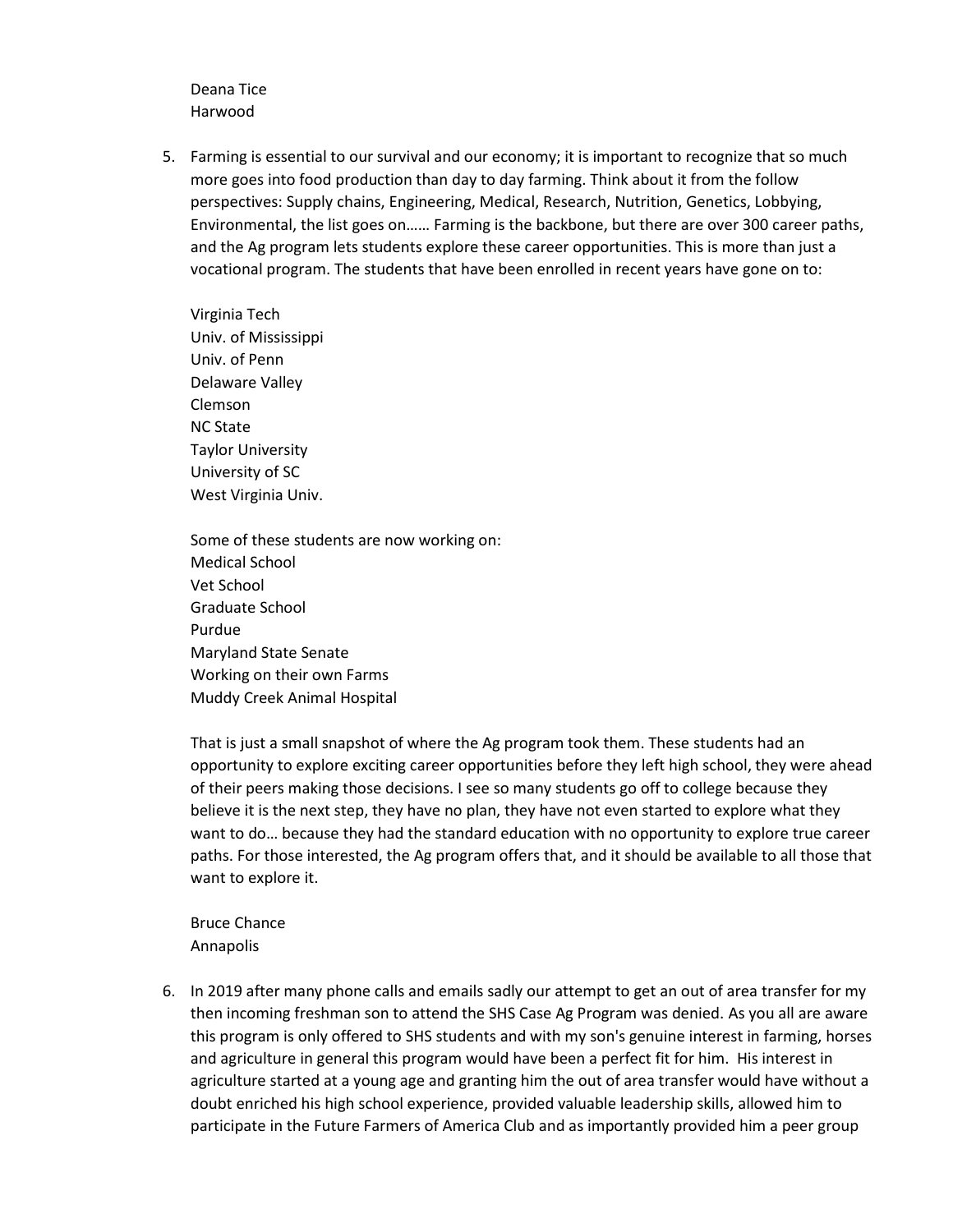Deana Tice
Harwood

5. Farming is essential to our survival and our economy; it is important to recognize that so much more goes into food production than day to day farming. Think about it from the follow perspectives: Supply chains, Engineering, Medical, Research, Nutrition, Genetics, Lobbying, Environmental, the list goes on…… Farming is the backbone, but there are over 300 career paths, and the Ag program lets students explore these career opportunities. This is more than just a vocational program. The students that have been enrolled in recent years have gone on to:

   Virginia Tech
   Univ. of Mississippi
   Univ. of Penn
   Delaware Valley
   Clemson
   NC State
   Taylor University
   University of SC
   West Virginia Univ.

   Some of these students are now working on:
   Medical School
   Vet School
   Graduate School
   Purdue
   Maryland State Senate
   Working on their own Farms
   Muddy Creek Animal Hospital

   That is just a small snapshot of where the Ag program took them. These students had an opportunity to explore exciting career opportunities before they left high school, they were ahead of their peers making those decisions. I see so many students go off to college because they believe it is the next step, they have no plan, they have not even started to explore what they want to do… because they had the standard education with no opportunity to explore true career paths. For those interested, the Ag program offers that, and it should be available to all those that want to explore it.

   Bruce Chance
   Annapolis

6. In 2019 after many phone calls and emails sadly our attempt to get an out of area transfer for my then incoming freshman son to attend the SHS Case Ag Program was denied. As you all are aware this program is only offered to SHS students and with my son's genuine interest in farming, horses and agriculture in general this program would have been a perfect fit for him. His interest in agriculture started at a young age and granting him the out of area transfer would have without a doubt enriched his high school experience, provided valuable leadership skills, allowed him to participate in the Future Farmers of America Club and as importantly provided him a peer group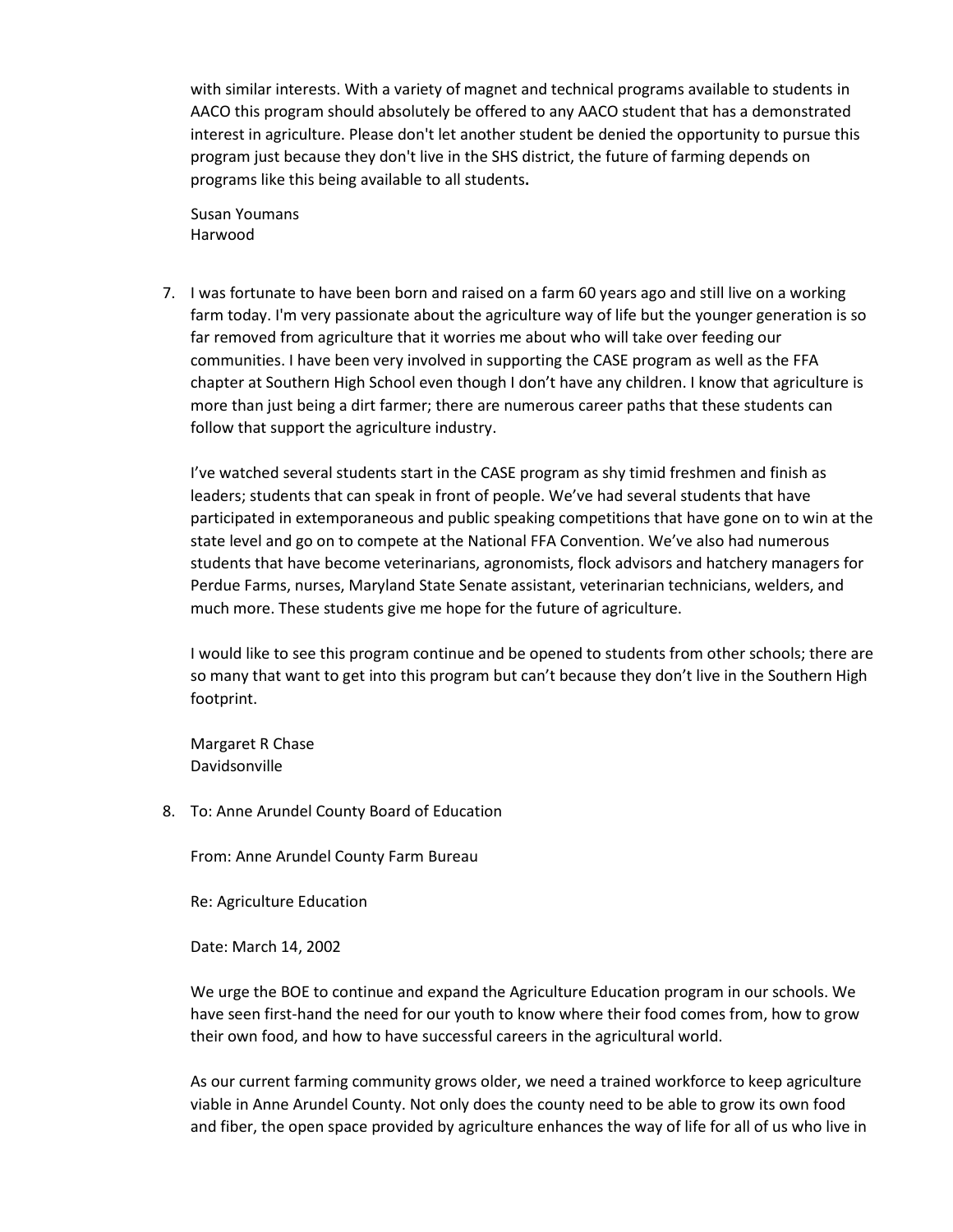with similar interests. With a variety of magnet and technical programs available to students in AACO this program should absolutely be offered to any AACO student that has a demonstrated interest in agriculture. Please don't let another student be denied the opportunity to pursue this program just because they don't live in the SHS district, the future of farming depends on programs like this being available to all students**.**

Susan Youmans  
Harwood

7. I was fortunate to have been born and raised on a farm 60 years ago and still live on a working farm today. I'm very passionate about the agriculture way of life but the younger generation is so far removed from agriculture that it worries me about who will take over feeding our communities. I have been very involved in supporting the CASE program as well as the FFA chapter at Southern High School even though I don't have any children. I know that agriculture is more than just being a dirt farmer; there are numerous career paths that these students can follow that support the agriculture industry.

   I've watched several students start in the CASE program as shy timid freshmen and finish as leaders; students that can speak in front of people. We've had several students that have participated in extemporaneous and public speaking competitions that have gone on to win at the state level and go on to compete at the National FFA Convention. We've also had numerous students that have become veterinarians, agronomists, flock advisors and hatchery managers for Perdue Farms, nurses, Maryland State Senate assistant, veterinarian technicians, welders, and much more. These students give me hope for the future of agriculture.

   I would like to see this program continue and be opened to students from other schools; there are so many that want to get into this program but can't because they don't live in the Southern High footprint.

   Margaret R Chase  
   Davidsonville

8. To: Anne Arundel County Board of Education

   From: Anne Arundel County Farm Bureau

   Re: Agriculture Education

   Date: March 14, 2002

   We urge the BOE to continue and expand the Agriculture Education program in our schools. We have seen first-hand the need for our youth to know where their food comes from, how to grow their own food, and how to have successful careers in the agricultural world.

   As our current farming community grows older, we need a trained workforce to keep agriculture viable in Anne Arundel County. Not only does the county need to be able to grow its own food and fiber, the open space provided by agriculture enhances the way of life for all of us who live in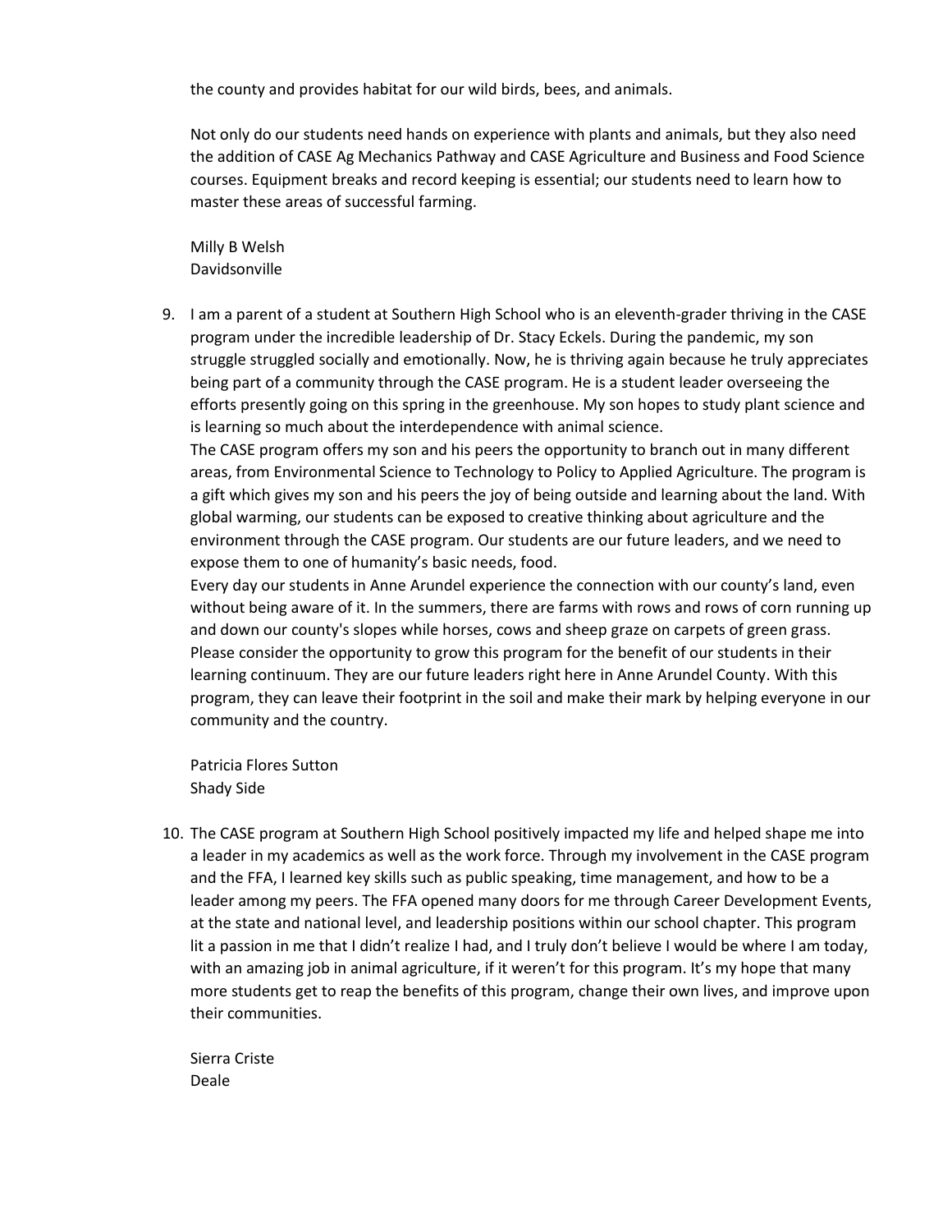the county and provides habitat for our wild birds, bees, and animals.

Not only do our students need hands on experience with plants and animals, but they also need the addition of CASE Ag Mechanics Pathway and CASE Agriculture and Business and Food Science courses. Equipment breaks and record keeping is essential; our students need to learn how to master these areas of successful farming.

Milly B Welsh
Davidsonville

9. I am a parent of a student at Southern High School who is an eleventh-grader thriving in the CASE program under the incredible leadership of Dr. Stacy Eckels. During the pandemic, my son struggle struggled socially and emotionally. Now, he is thriving again because he truly appreciates being part of a community through the CASE program. He is a student leader overseeing the efforts presently going on this spring in the greenhouse. My son hopes to study plant science and is learning so much about the interdependence with animal science.
   The CASE program offers my son and his peers the opportunity to branch out in many different areas, from Environmental Science to Technology to Policy to Applied Agriculture. The program is a gift which gives my son and his peers the joy of being outside and learning about the land. With global warming, our students can be exposed to creative thinking about agriculture and the environment through the CASE program. Our students are our future leaders, and we need to expose them to one of humanity's basic needs, food.
   Every day our students in Anne Arundel experience the connection with our county's land, even without being aware of it. In the summers, there are farms with rows and rows of corn running up and down our county's slopes while horses, cows and sheep graze on carpets of green grass. Please consider the opportunity to grow this program for the benefit of our students in their learning continuum. They are our future leaders right here in Anne Arundel County. With this program, they can leave their footprint in the soil and make their mark by helping everyone in our community and the country.

   Patricia Flores Sutton
   Shady Side

10. The CASE program at Southern High School positively impacted my life and helped shape me into a leader in my academics as well as the work force. Through my involvement in the CASE program and the FFA, I learned key skills such as public speaking, time management, and how to be a leader among my peers. The FFA opened many doors for me through Career Development Events, at the state and national level, and leadership positions within our school chapter. This program lit a passion in me that I didn't realize I had, and I truly don't believe I would be where I am today, with an amazing job in animal agriculture, if it weren't for this program. It's my hope that many more students get to reap the benefits of this program, change their own lives, and improve upon their communities.

    Sierra Criste
    Deale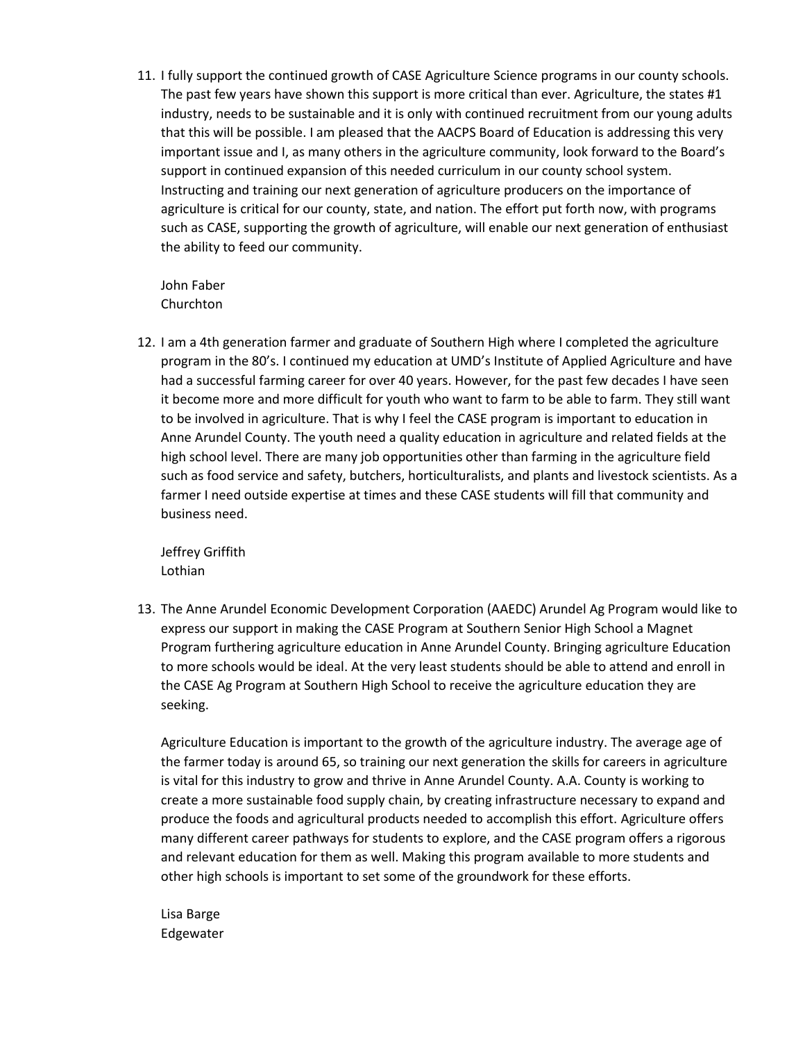11. I fully support the continued growth of CASE Agriculture Science programs in our county schools. The past few years have shown this support is more critical than ever. Agriculture, the states #1 industry, needs to be sustainable and it is only with continued recruitment from our young adults that this will be possible. I am pleased that the AACPS Board of Education is addressing this very important issue and I, as many others in the agriculture community, look forward to the Board's support in continued expansion of this needed curriculum in our county school system. Instructing and training our next generation of agriculture producers on the importance of agriculture is critical for our county, state, and nation. The effort put forth now, with programs such as CASE, supporting the growth of agriculture, will enable our next generation of enthusiast the ability to feed our community.

    John Faber
    Churchton

12. I am a 4th generation farmer and graduate of Southern High where I completed the agriculture program in the 80's. I continued my education at UMD's Institute of Applied Agriculture and have had a successful farming career for over 40 years. However, for the past few decades I have seen it become more and more difficult for youth who want to farm to be able to farm. They still want to be involved in agriculture. That is why I feel the CASE program is important to education in Anne Arundel County. The youth need a quality education in agriculture and related fields at the high school level. There are many job opportunities other than farming in the agriculture field such as food service and safety, butchers, horticulturalists, and plants and livestock scientists. As a farmer I need outside expertise at times and these CASE students will fill that community and business need.

    Jeffrey Griffith
    Lothian

13. The Anne Arundel Economic Development Corporation (AAEDC) Arundel Ag Program would like to express our support in making the CASE Program at Southern Senior High School a Magnet Program furthering agriculture education in Anne Arundel County. Bringing agriculture Education to more schools would be ideal. At the very least students should be able to attend and enroll in the CASE Ag Program at Southern High School to receive the agriculture education they are seeking.

    Agriculture Education is important to the growth of the agriculture industry. The average age of the farmer today is around 65, so training our next generation the skills for careers in agriculture is vital for this industry to grow and thrive in Anne Arundel County. A.A. County is working to create a more sustainable food supply chain, by creating infrastructure necessary to expand and produce the foods and agricultural products needed to accomplish this effort. Agriculture offers many different career pathways for students to explore, and the CASE program offers a rigorous and relevant education for them as well. Making this program available to more students and other high schools is important to set some of the groundwork for these efforts.

    Lisa Barge
    Edgewater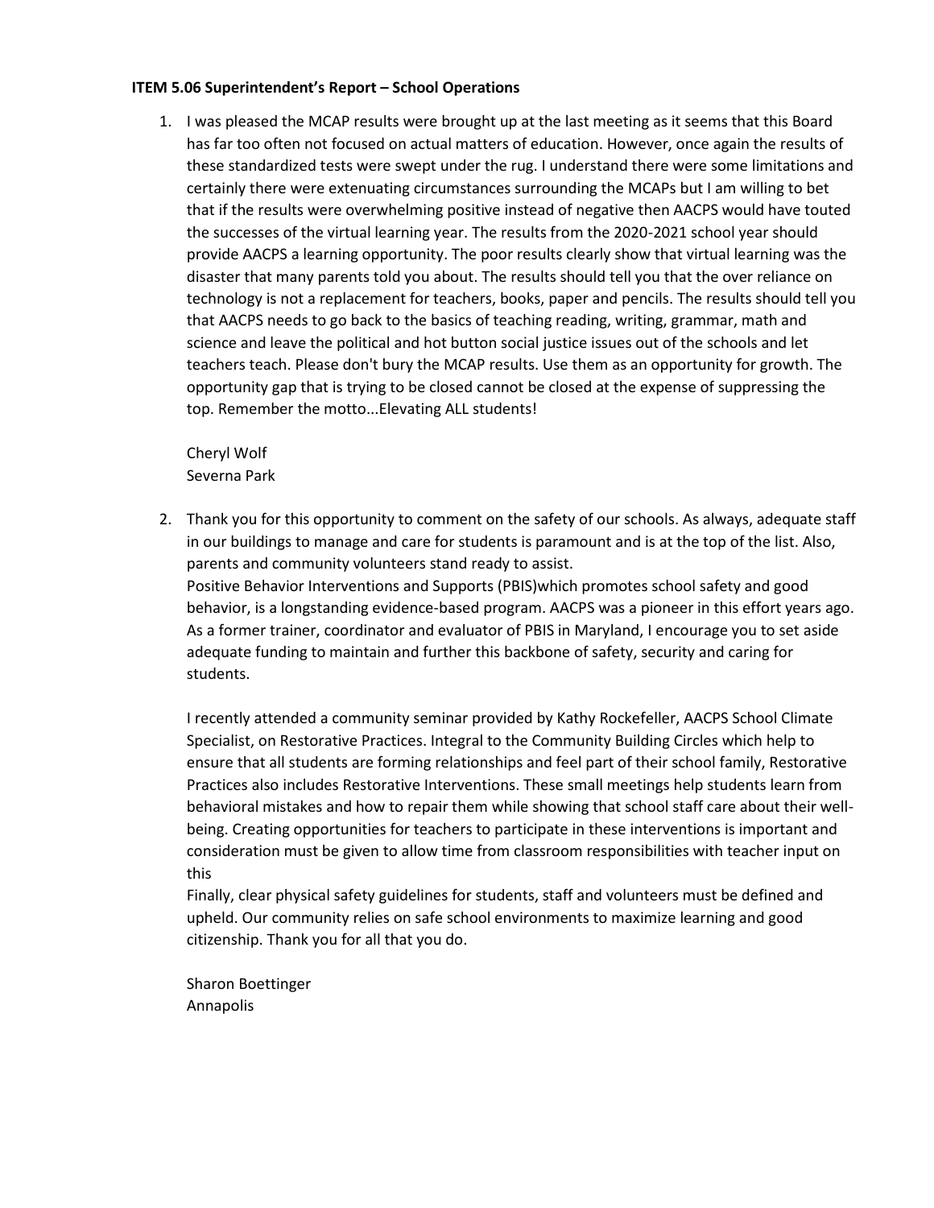**ITEM 5.06 Superintendent's Report – School Operations**

1. I was pleased the MCAP results were brought up at the last meeting as it seems that this Board has far too often not focused on actual matters of education. However, once again the results of these standardized tests were swept under the rug. I understand there were some limitations and certainly there were extenuating circumstances surrounding the MCAPs but I am willing to bet that if the results were overwhelming positive instead of negative then AACPS would have touted the successes of the virtual learning year. The results from the 2020-2021 school year should provide AACPS a learning opportunity. The poor results clearly show that virtual learning was the disaster that many parents told you about. The results should tell you that the over reliance on technology is not a replacement for teachers, books, paper and pencils. The results should tell you that AACPS needs to go back to the basics of teaching reading, writing, grammar, math and science and leave the political and hot button social justice issues out of the schools and let teachers teach. Please don't bury the MCAP results. Use them as an opportunity for growth. The opportunity gap that is trying to be closed cannot be closed at the expense of suppressing the top. Remember the motto...Elevating ALL students!

   Cheryl Wolf
   Severna Park

2. Thank you for this opportunity to comment on the safety of our schools. As always, adequate staff in our buildings to manage and care for students is paramount and is at the top of the list. Also, parents and community volunteers stand ready to assist.
   Positive Behavior Interventions and Supports (PBIS)which promotes school safety and good behavior, is a longstanding evidence-based program. AACPS was a pioneer in this effort years ago. As a former trainer, coordinator and evaluator of PBIS in Maryland, I encourage you to set aside adequate funding to maintain and further this backbone of safety, security and caring for students.

   I recently attended a community seminar provided by Kathy Rockefeller, AACPS School Climate Specialist, on Restorative Practices. Integral to the Community Building Circles which help to ensure that all students are forming relationships and feel part of their school family, Restorative Practices also includes Restorative Interventions. These small meetings help students learn from behavioral mistakes and how to repair them while showing that school staff care about their well-being. Creating opportunities for teachers to participate in these interventions is important and consideration must be given to allow time from classroom responsibilities with teacher input on this
   Finally, clear physical safety guidelines for students, staff and volunteers must be defined and upheld. Our community relies on safe school environments to maximize learning and good citizenship. Thank you for all that you do.

   Sharon Boettinger
   Annapolis